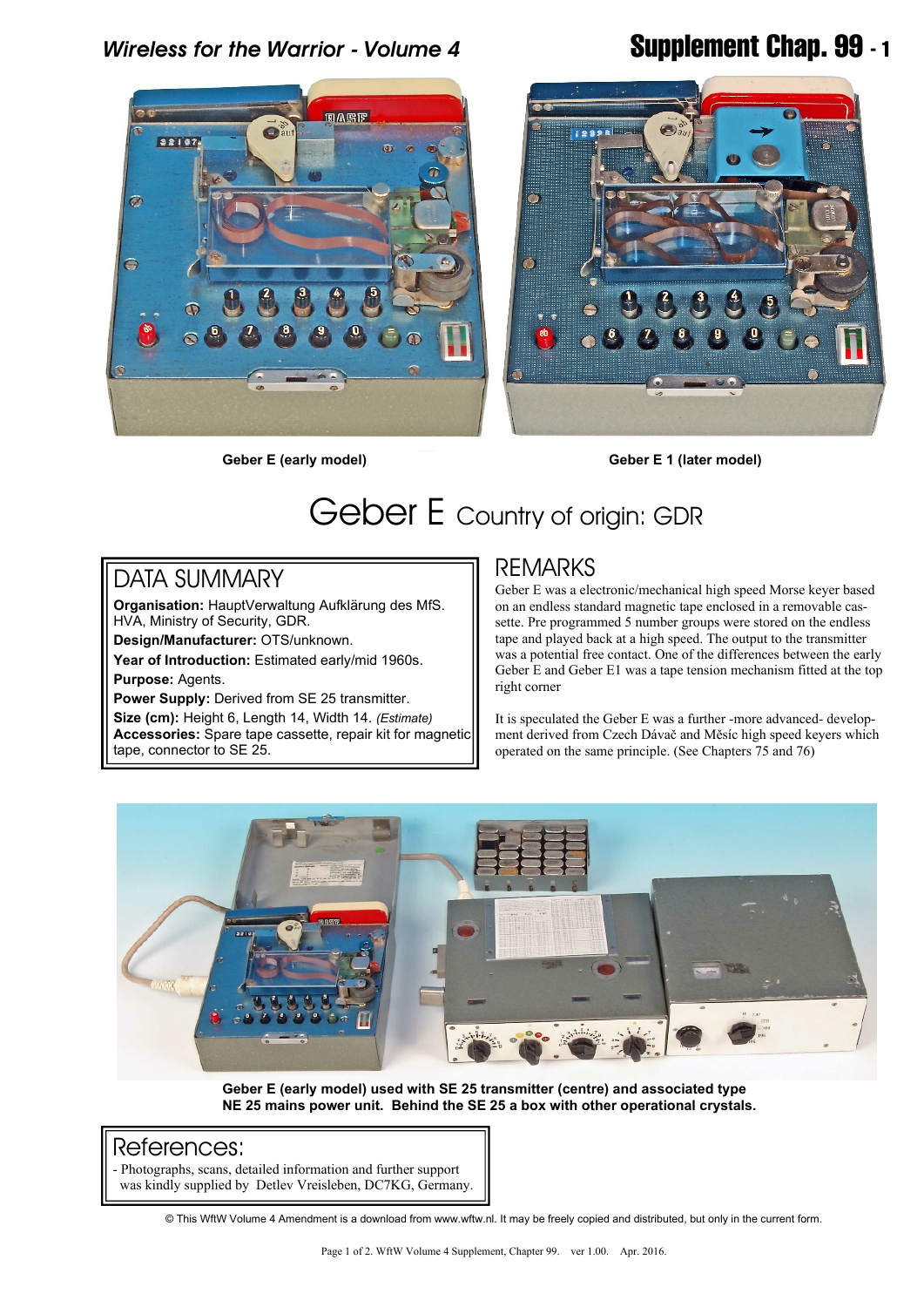Geber E (early model)

Geber E 1 (later model)

# Geber E Country of origin: GDR

## DATA SUMMARY

**Organisation:** HauptVerwaltung Aufklärung des MfS. HVA, Ministry of Security, GDR.

**Design/Manufacturer:** OTS/unknown.

**Year of Introduction:** Estimated early/mid 1960s.

**Purpose:** Agents.

**Power Supply:** Derived from SE 25 transmitter.

**Size (cm):** Height 6, Length 14, Width 14. *(Estimate)*

**Accessories:** Spare tape cassette, repair kit for magnetic tape, connector to SE 25.

## REMARKS

Geber E was a electronic/mechanical high speed Morse keyer based on an endless standard magnetic tape enclosed in a removable cassette. Pre programmed 5 number groups were stored on the endless tape and played back at a high speed. The output to the transmitter was a potential free contact. One of the differences between the early Geber E and Geber E1 was a tape tension mechanism fitted at the top right corner

It is speculated the Geber E was a further -more advanced- development derived from Czech Dávač and Měsíc high speed keyers which operated on the same principle. (See Chapters 75 and 76)

**Geber E (early model) used with SE 25 transmitter (centre) and associated type NE 25 mains power unit. Behind the SE 25 a box with other operational crystals.**

## References:

- Photographs, scans, detailed information and further support was kindly supplied by Detlev Vreisleben, DC7KG, Germany.

© This WftW Volume 4 Amendment is a download from www.wftw.nl. It may be freely copied and distributed, but only in the current form.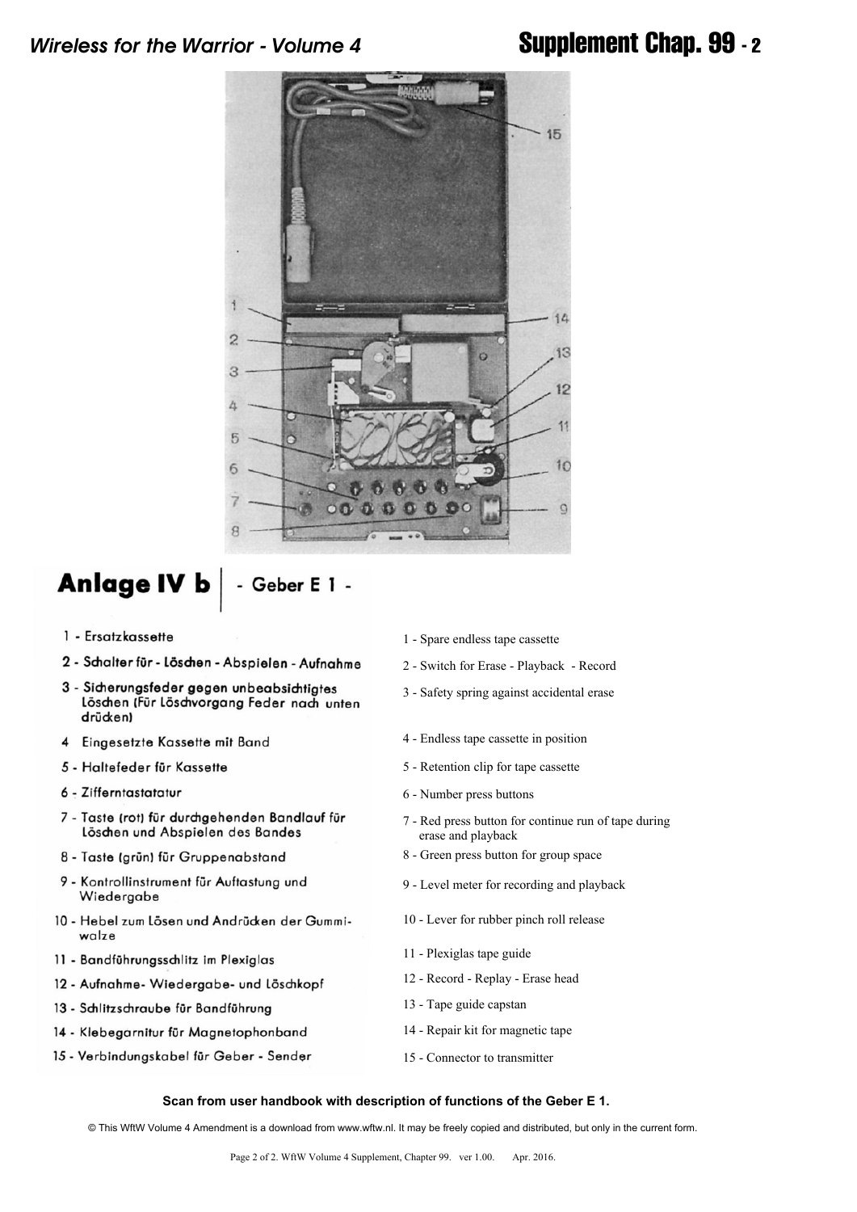# Anlage IV b | - Geber E 1 -

1 - Ersatzkassette
2 - Schalter für - Löschen - Abspielen - Aufnahme
3 - Sicherungsfeder gegen unbeabsichtigtes Löschen (Für Löschvorgang Feder nach unten drücken)
4 Eingesetzte Kassette mit Band
5 - Haltefeder für Kassette
6 - Zifferntastatur
7 - Taste (rot) für durchgehenden Bandlauf für Löschen und Abspielen des Bandes
8 - Taste (grün) für Gruppenabstand
9 - Kontrollinstrument für Auftastung und Wiedergabe
10 - Hebel zum Lösen und Andrücken der Gummiwalze
11 - Bandführungsschlitz im Plexiglas
12 - Aufnahme- Wiedergabe- und Löschkopf
13 - Schlitzschraube für Bandführung
14 - Klebegarnitur für Magnetophonband
15 - Verbindungskabel für Geber - Sender

1 - Spare endless tape cassette
2 - Switch for Erase - Playback - Record
3 - Safety spring against accidental erase
4 - Endless tape cassette in position
5 - Retention clip for tape cassette
6 - Number press buttons
7 - Red press button for continue run of tape during erase and playback
8 - Green press button for group space
9 - Level meter for recording and playback
10 - Lever for rubber pinch roll release
11 - Plexiglas tape guide
12 - Record - Replay - Erase head
13 - Tape guide capstan
14 - Repair kit for magnetic tape
15 - Connector to transmitter

**Scan from user handbook with description of functions of the Geber E 1.**

© This WftW Volume 4 Amendment is a download from www.wftw.nl. It may be freely copied and distributed, but only in the current form.